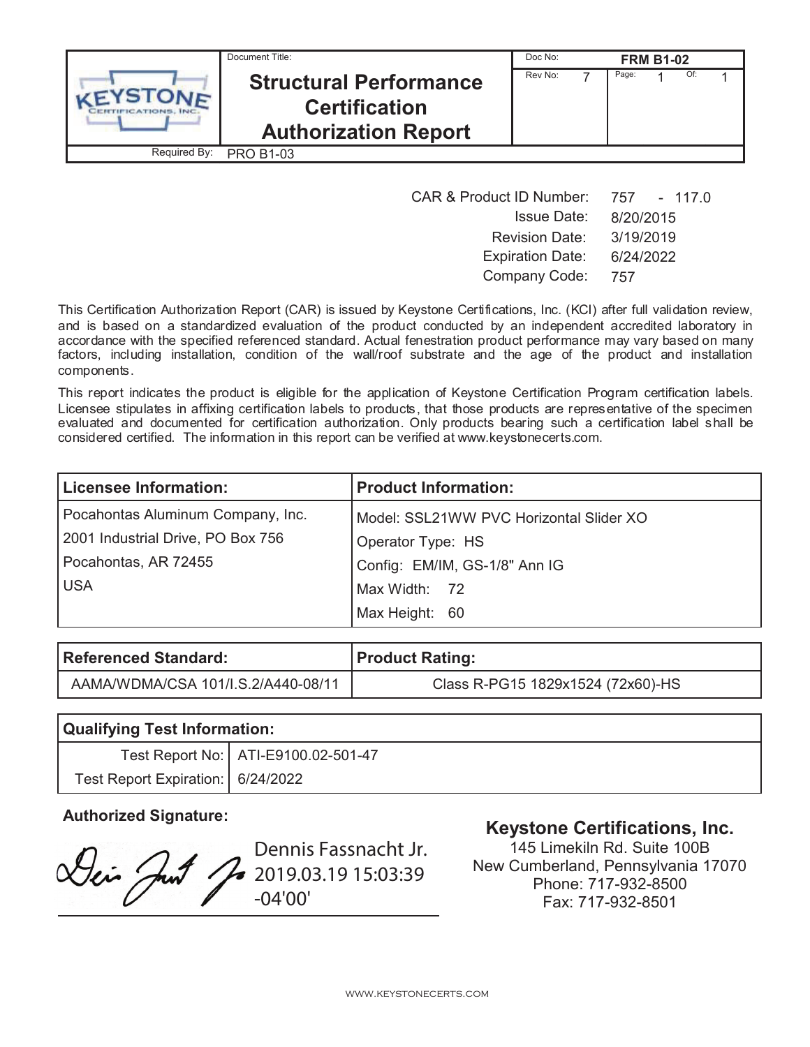| KEYSTONE CERTIFICATIONS, INC. | Document Title: **Structural Performance Certification Authorization Report** | Doc No: **FRM B1-02** | |
|---|---|---|---|
| | | Rev No: 7 | Page: 1 Of: 1 |
| Required By: | PRO B1-03 | | |

| | |
|---|---|
| CAR & Product ID Number: | 757 - 117.0 |
| Issue Date: | 8/20/2015 |
| Revision Date: | 3/19/2019 |
| Expiration Date: | 6/24/2022 |
| Company Code: | 757 |

This Certification Authorization Report (CAR) is issued by Keystone Certifications, Inc. (KCI) after full validation review, and is based on a standardized evaluation of the product conducted by an independent accredited laboratory in accordance with the specified referenced standard. Actual fenestration product performance may vary based on many factors, including installation, condition of the wall/roof substrate and the age of the product and installation components.

This report indicates the product is eligible for the application of Keystone Certification Program certification labels. Licensee stipulates in affixing certification labels to products, that those products are representative of the specimen evaluated and documented for certification authorization. Only products bearing such a certification label shall be considered certified. The information in this report can be verified at www.keystonecerts.com.

| Licensee Information: | Product Information: |
|---|---|
| Pocahontas Aluminum Company, Inc. | Model: SSL21WW PVC Horizontal Slider XO |
| 2001 Industrial Drive, PO Box 756 | Operator Type: HS |
| Pocahontas, AR 72455 | Config: EM/IM, GS-1/8" Ann IG |
| USA | Max Width: 72 |
| | Max Height: 60 |

| Referenced Standard: | Product Rating: |
|---|---|
| AAMA/WDMA/CSA 101/I.S.2/A440-08/11 | Class R-PG15 1829x1524 (72x60)-HS |

| Qualifying Test Information: | |
|---|---|
| Test Report No: | ATI-E9100.02-501-47 |
| Test Report Expiration: | 6/24/2022 |

**Authorized Signature:**

Dennis Fassnacht Jr.
2019.03.19 15:03:39
-04'00'

**Keystone Certifications, Inc.**
145 Limekiln Rd. Suite 100B
New Cumberland, Pennsylvania 17070
Phone: 717-932-8500
Fax: 717-932-8501

WWW.KEYSTONECERTS.COM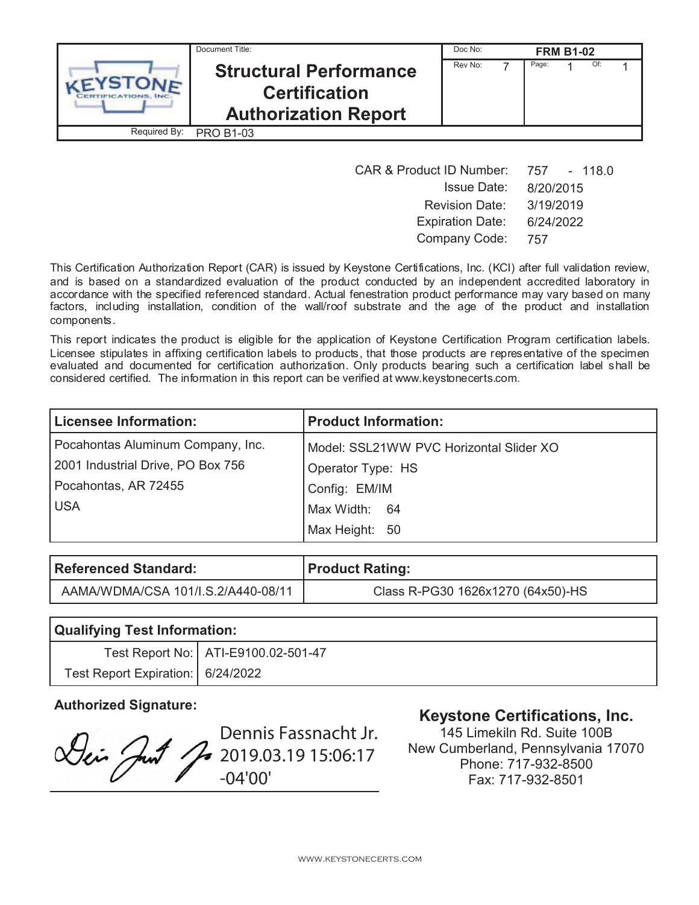| Document Title: | Doc No: FRM B1-02 |
| --- | --- |
| **Structural Performance Certification Authorization Report** | Rev No: 7 Page: 1 Of: 1 |
| Required By: PRO B1-03 | |

| | |
| --- | --- |
| CAR & Product ID Number: | 757 - 118.0 |
| Issue Date: | 8/20/2015 |
| Revision Date: | 3/19/2019 |
| Expiration Date: | 6/24/2022 |
| Company Code: | 757 |

This Certification Authorization Report (CAR) is issued by Keystone Certifications, Inc. (KCI) after full validation review, and is based on a standardized evaluation of the product conducted by an independent accredited laboratory in accordance with the specified referenced standard. Actual fenestration product performance may vary based on many factors, including installation, condition of the wall/roof substrate and the age of the product and installation components.

This report indicates the product is eligible for the application of Keystone Certification Program certification labels. Licensee stipulates in affixing certification labels to products, that those products are representative of the specimen evaluated and documented for certification authorization. Only products bearing such a certification label shall be considered certified. The information in this report can be verified at www.keystonecerts.com.

| **Licensee Information:** | **Product Information:** |
| --- | --- |
| Pocahontas Aluminum Company, Inc. | Model: SSL21WW PVC Horizontal Slider XO |
| 2001 Industrial Drive, PO Box 756 | Operator Type: HS |
| Pocahontas, AR 72455 | Config: EM/IM |
| USA | Max Width: 64 |
| | Max Height: 50 |

| **Referenced Standard:** | **Product Rating:** |
| --- | --- |
| AAMA/WDMA/CSA 101/I.S.2/A440-08/11 | Class R-PG30 1626x1270 (64x50)-HS |

| **Qualifying Test Information:** | |
| --- | --- |
| Test Report No: | ATI-E9100.02-501-47 |
| Test Report Expiration: | 6/24/2022 |

**Authorized Signature:**

Dennis Fassnacht Jr. 2019.03.19 15:06:17 -04'00'

**Keystone Certifications, Inc.**
145 Limekiln Rd. Suite 100B
New Cumberland, Pennsylvania 17070
Phone: 717-932-8500
Fax: 717-932-8501

WWW.KEYSTONECERTS.COM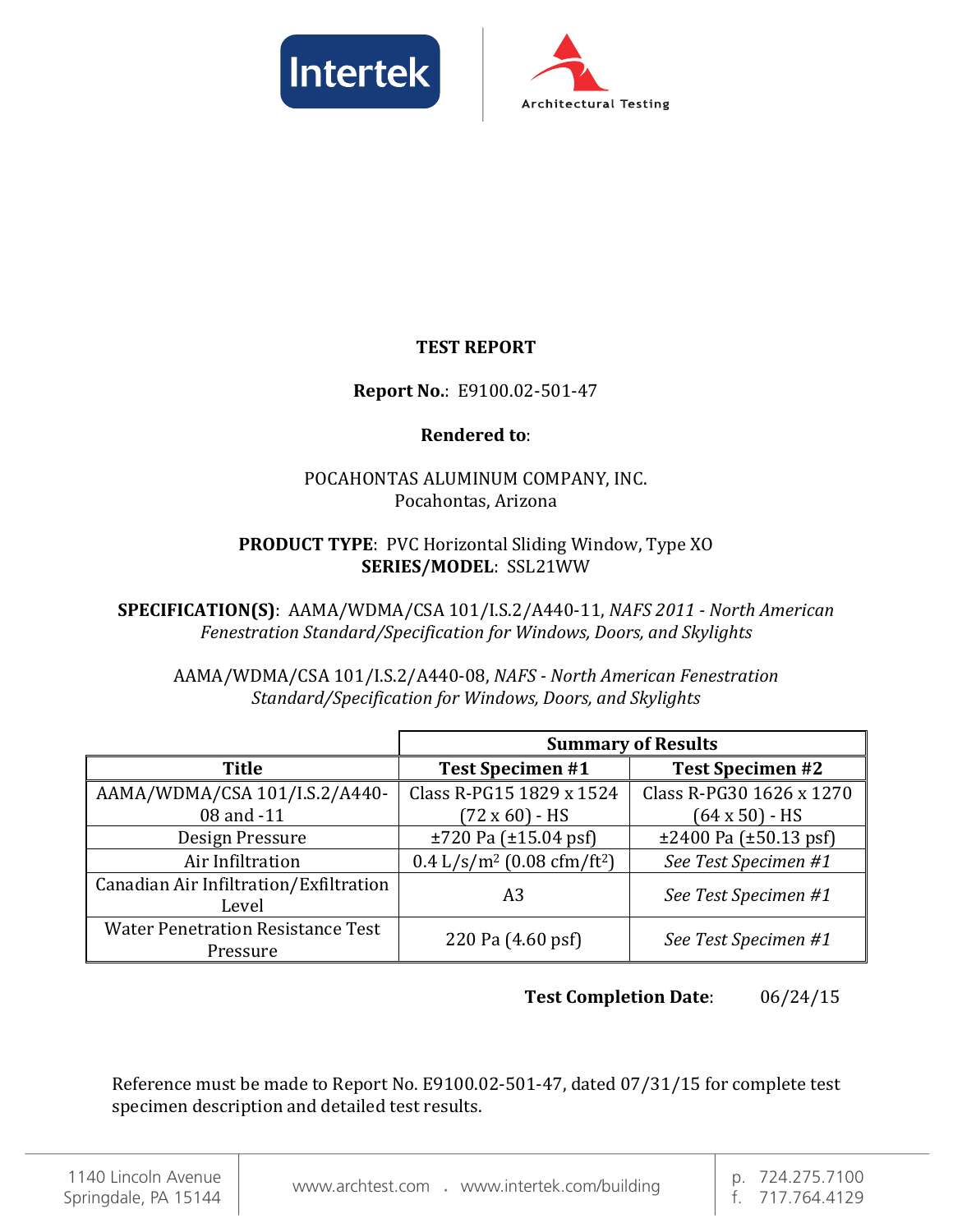# TEST REPORT

**Report No.**: E9100.02-501-47

**Rendered to**:

POCAHONTAS ALUMINUM COMPANY, INC.
Pocahontas, Arizona

**PRODUCT TYPE**: PVC Horizontal Sliding Window, Type XO
**SERIES/MODEL**: SSL21WW

**SPECIFICATION(S)**: AAMA/WDMA/CSA 101/I.S.2/A440-11, *NAFS 2011 - North American Fenestration Standard/Specification for Windows, Doors, and Skylights*

AAMA/WDMA/CSA 101/I.S.2/A440-08, *NAFS - North American Fenestration Standard/Specification for Windows, Doors, and Skylights*

| | **Summary of Results** | |
|---|---|---|
| **Title** | **Test Specimen #1** | **Test Specimen #2** |
| AAMA/WDMA/CSA 101/I.S.2/A440-08 and -11 | Class R-PG15 1829 x 1524 (72 x 60) - HS | Class R-PG30 1626 x 1270 (64 x 50) - HS |
| Design Pressure | ±720 Pa (±15.04 psf) | ±2400 Pa (±50.13 psf) |
| Air Infiltration | 0.4 L/s/m² (0.08 cfm/ft²) | *See Test Specimen #1* |
| Canadian Air Infiltration/Exfiltration Level | A3 | *See Test Specimen #1* |
| Water Penetration Resistance Test Pressure | 220 Pa (4.60 psf) | *See Test Specimen #1* |

**Test Completion Date**: 06/24/15

Reference must be made to Report No. E9100.02-501-47, dated 07/31/15 for complete test specimen description and detailed test results.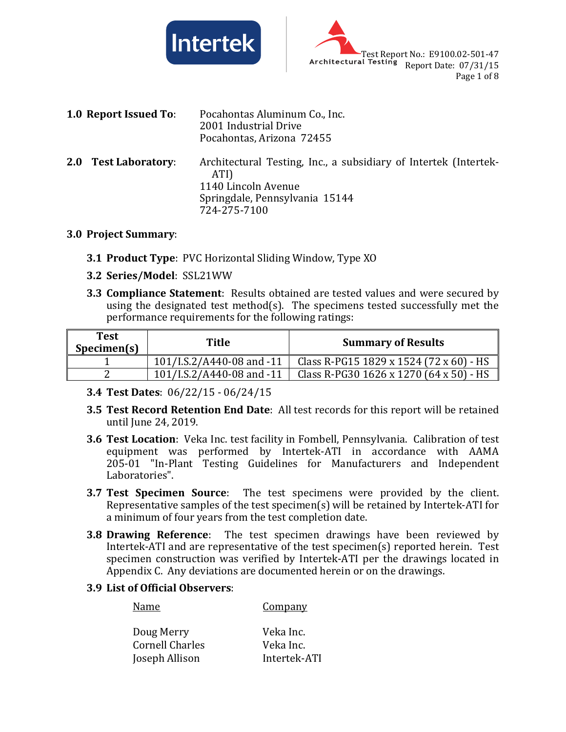**1.0 Report Issued To**: Pocahontas Aluminum Co., Inc.
2001 Industrial Drive
Pocahontas, Arizona 72455

**2.0 Test Laboratory**: Architectural Testing, Inc., a subsidiary of Intertek (Intertek-ATI)
1140 Lincoln Avenue
Springdale, Pennsylvania 15144
724-275-7100

**3.0 Project Summary**:

**3.1 Product Type**: PVC Horizontal Sliding Window, Type XO

**3.2 Series/Model**: SSL21WW

**3.3 Compliance Statement**: Results obtained are tested values and were secured by using the designated test method(s). The specimens tested successfully met the performance requirements for the following ratings:

| Test Specimen(s) | Title | Summary of Results |
|---|---|---|
| 1 | 101/I.S.2/A440-08 and -11 | Class R-PG15 1829 x 1524 (72 x 60) - HS |
| 2 | 101/I.S.2/A440-08 and -11 | Class R-PG30 1626 x 1270 (64 x 50) - HS |

**3.4 Test Dates**: 06/22/15 - 06/24/15

**3.5 Test Record Retention End Date**: All test records for this report will be retained until June 24, 2019.

**3.6 Test Location**: Veka Inc. test facility in Fombell, Pennsylvania. Calibration of test equipment was performed by Intertek-ATI in accordance with AAMA 205-01 "In-Plant Testing Guidelines for Manufacturers and Independent Laboratories".

**3.7 Test Specimen Source**: The test specimens were provided by the client. Representative samples of the test specimen(s) will be retained by Intertek-ATI for a minimum of four years from the test completion date.

**3.8 Drawing Reference**: The test specimen drawings have been reviewed by Intertek-ATI and are representative of the test specimen(s) reported herein. Test specimen construction was verified by Intertek-ATI per the drawings located in Appendix C. Any deviations are documented herein or on the drawings.

**3.9 List of Official Observers**:

| Name | Company |
|---|---|
| Doug Merry | Veka Inc. |
| Cornell Charles | Veka Inc. |
| Joseph Allison | Intertek-ATI |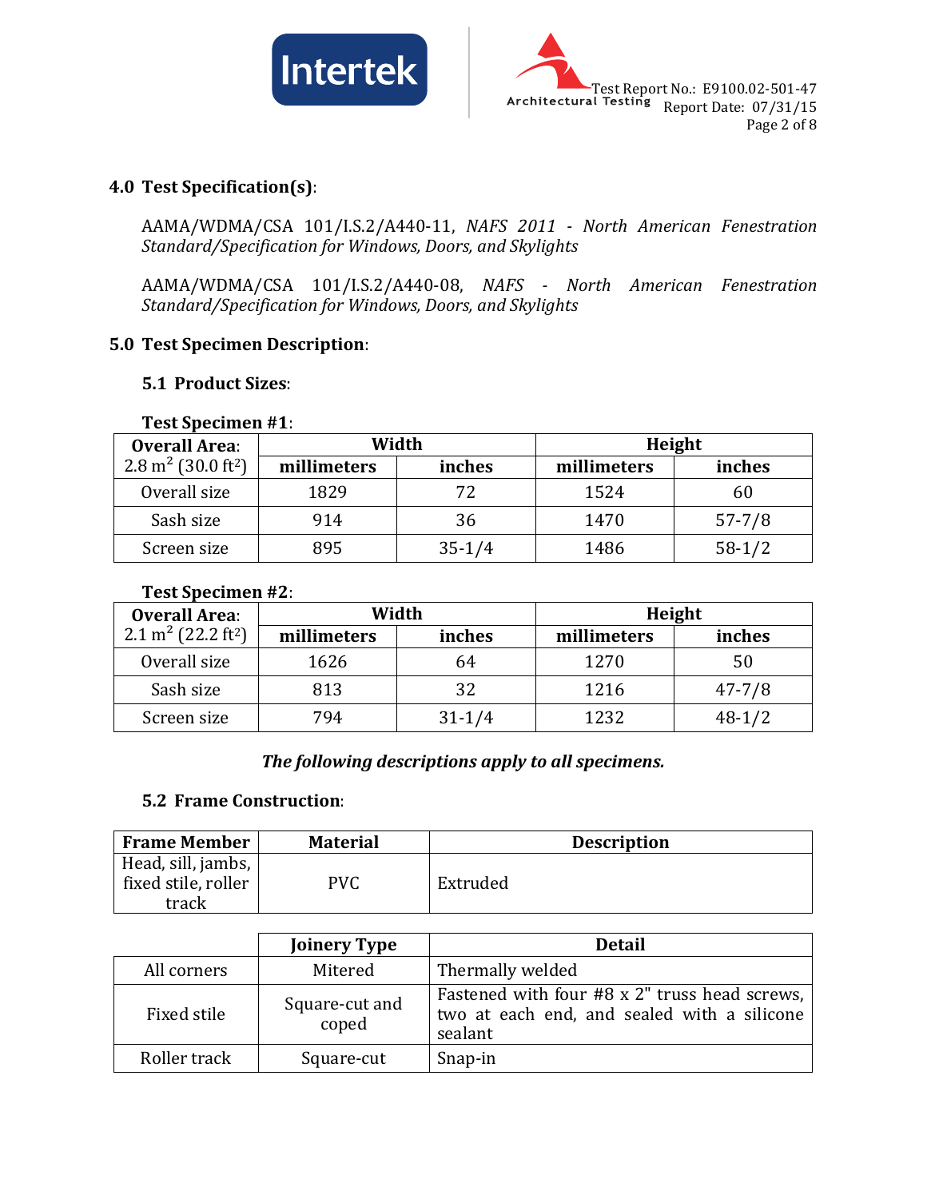## 4.0 Test Specification(s):

AAMA/WDMA/CSA 101/I.S.2/A440-11, *NAFS 2011 - North American Fenestration Standard/Specification for Windows, Doors, and Skylights*

AAMA/WDMA/CSA 101/I.S.2/A440-08, *NAFS - North American Fenestration Standard/Specification for Windows, Doors, and Skylights*

## 5.0 Test Specimen Description:

### 5.1 Product Sizes:

**Test Specimen #1:**

| **Overall Area:** 2.8 $m^2$ (30.0 $ft^2$) | **Width** | | **Height** | |
|---|---|---|---|---|
| | **millimeters** | **inches** | **millimeters** | **inches** |
| Overall size | 1829 | 72 | 1524 | 60 |
| Sash size | 914 | 36 | 1470 | 57-7/8 |
| Screen size | 895 | 35-1/4 | 1486 | 58-1/2 |

**Test Specimen #2:**

| **Overall Area:** 2.1 $m^2$ (22.2 $ft^2$) | **Width** | | **Height** | |
|---|---|---|---|---|
| | **millimeters** | **inches** | **millimeters** | **inches** |
| Overall size | 1626 | 64 | 1270 | 50 |
| Sash size | 813 | 32 | 1216 | 47-7/8 |
| Screen size | 794 | 31-1/4 | 1232 | 48-1/2 |

***The following descriptions apply to all specimens.***

### 5.2 Frame Construction:

| **Frame Member** | **Material** | **Description** |
|---|---|---|
| Head, sill, jambs, fixed stile, roller track | PVC | Extruded |

| | **Joinery Type** | **Detail** |
|---|---|---|
| All corners | Mitered | Thermally welded |
| Fixed stile | Square-cut and coped | Fastened with four #8 x 2" truss head screws, two at each end, and sealed with a silicone sealant |
| Roller track | Square-cut | Snap-in |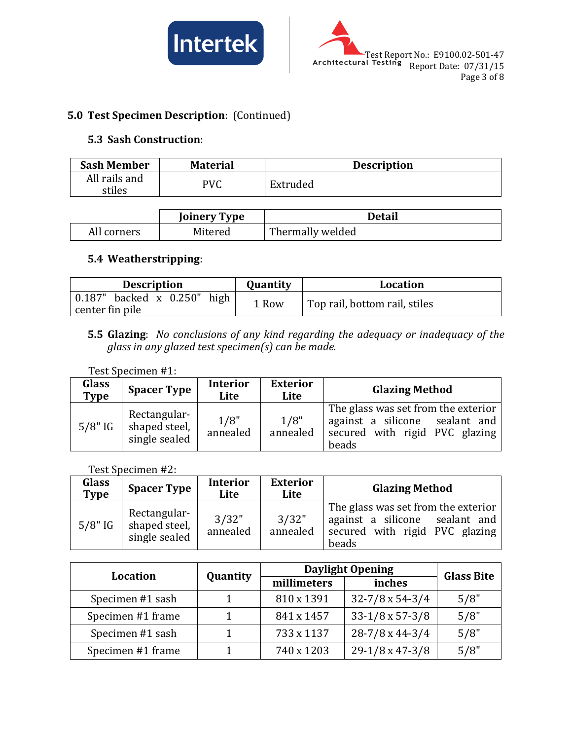## 5.0 Test Specimen Description: (Continued)

### 5.3 Sash Construction:

| Sash Member | Material | Description |
|---|---|---|
| All rails and stiles | PVC | Extruded |

| | Joinery Type | Detail |
|---|---|---|
| All corners | Mitered | Thermally welded |

### 5.4 Weatherstripping:

| Description | Quantity | Location |
|---|---|---|
| 0.187" backed x 0.250" high center fin pile | 1 Row | Top rail, bottom rail, stiles |

**5.5 Glazing**: *No conclusions of any kind regarding the adequacy or inadequacy of the glass in any glazed test specimen(s) can be made.*

Test Specimen #1:

| Glass Type | Spacer Type | Interior Lite | Exterior Lite | Glazing Method |
|---|---|---|---|---|
| 5/8" IG | Rectangular-shaped steel, single sealed | 1/8" annealed | 1/8" annealed | The glass was set from the exterior against a silicone sealant and secured with rigid PVC glazing beads |

Test Specimen #2:

| Glass Type | Spacer Type | Interior Lite | Exterior Lite | Glazing Method |
|---|---|---|---|---|
| 5/8" IG | Rectangular-shaped steel, single sealed | 3/32" annealed | 3/32" annealed | The glass was set from the exterior against a silicone sealant and secured with rigid PVC glazing beads |

| Location | Quantity | Daylight Opening | | Glass Bite |
|---|---|---|---|---|
| | | millimeters | inches | |
| Specimen #1 sash | 1 | 810 x 1391 | 32-7/8 x 54-3/4 | 5/8" |
| Specimen #1 frame | 1 | 841 x 1457 | 33-1/8 x 57-3/8 | 5/8" |
| Specimen #1 sash | 1 | 733 x 1137 | 28-7/8 x 44-3/4 | 5/8" |
| Specimen #1 frame | 1 | 740 x 1203 | 29-1/8 x 47-3/8 | 5/8" |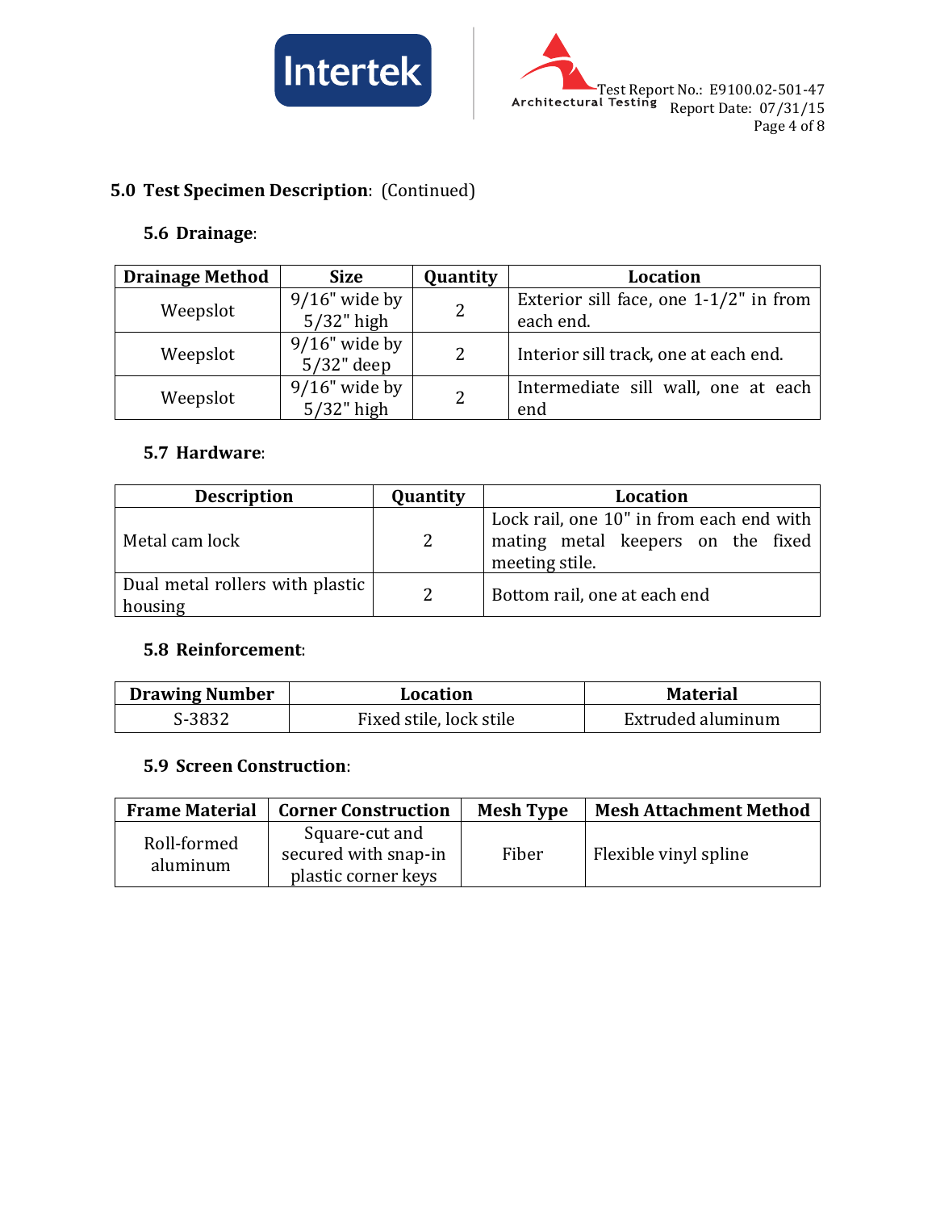## 5.0 Test Specimen Description: (Continued)

### 5.6 Drainage:

| Drainage Method | Size | Quantity | Location |
|---|---|---|---|
| Weepslot | 9/16" wide by 5/32" high | 2 | Exterior sill face, one 1-1/2" in from each end. |
| Weepslot | 9/16" wide by 5/32" deep | 2 | Interior sill track, one at each end. |
| Weepslot | 9/16" wide by 5/32" high | 2 | Intermediate sill wall, one at each end |

### 5.7 Hardware:

| Description | Quantity | Location |
|---|---|---|
| Metal cam lock | 2 | Lock rail, one 10" in from each end with mating metal keepers on the fixed meeting stile. |
| Dual metal rollers with plastic housing | 2 | Bottom rail, one at each end |

### 5.8 Reinforcement:

| Drawing Number | Location | Material |
|---|---|---|
| S-3832 | Fixed stile, lock stile | Extruded aluminum |

### 5.9 Screen Construction:

| Frame Material | Corner Construction | Mesh Type | Mesh Attachment Method |
|---|---|---|---|
| Roll-formed aluminum | Square-cut and secured with snap-in plastic corner keys | Fiber | Flexible vinyl spline |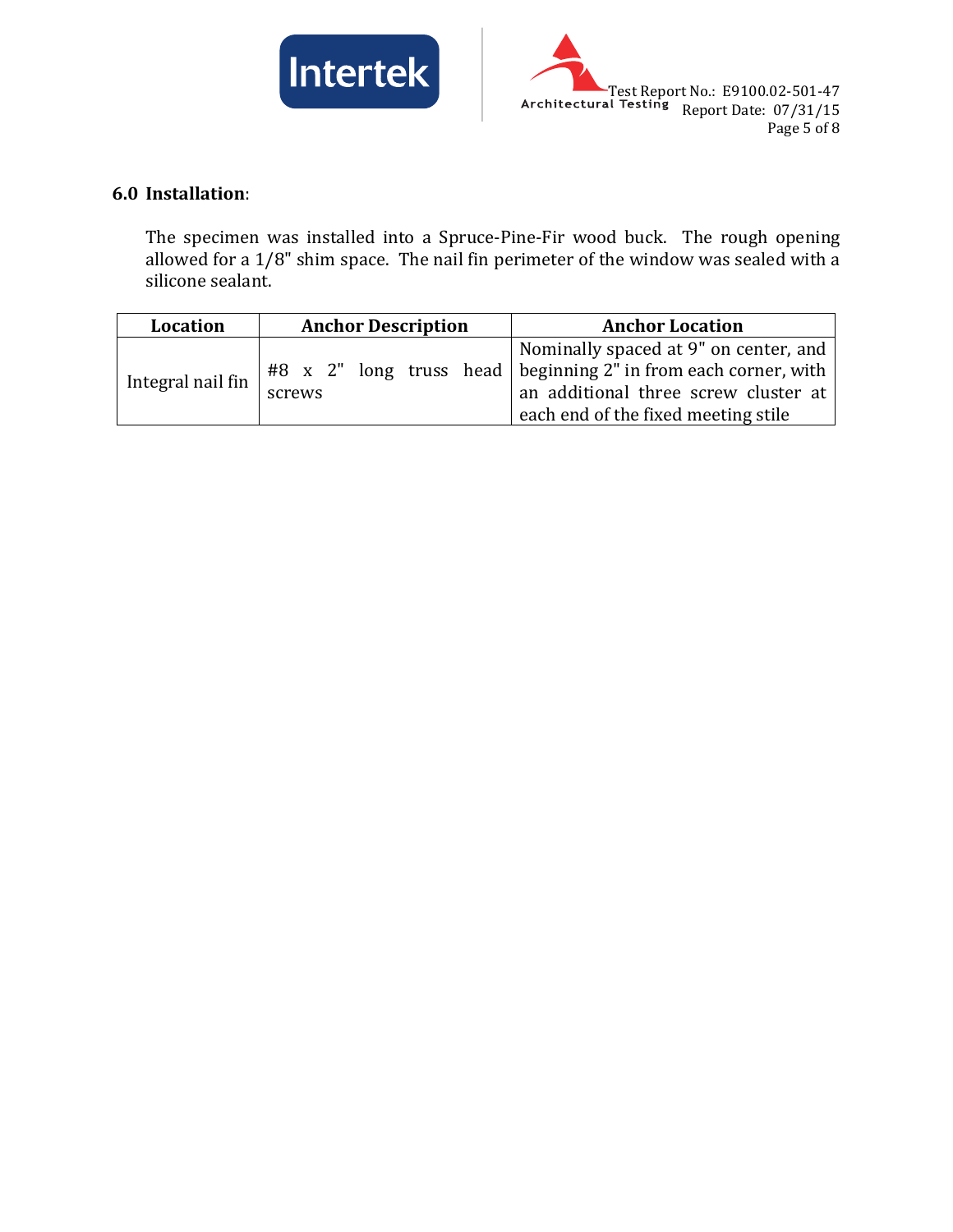## 6.0 Installation:

The specimen was installed into a Spruce-Pine-Fir wood buck. The rough opening allowed for a 1/8" shim space. The nail fin perimeter of the window was sealed with a silicone sealant.

| Location | Anchor Description | Anchor Location |
|---|---|---|
| Integral nail fin | #8 x 2" long truss head screws | Nominally spaced at 9" on center, and beginning 2" in from each corner, with an additional three screw cluster at each end of the fixed meeting stile |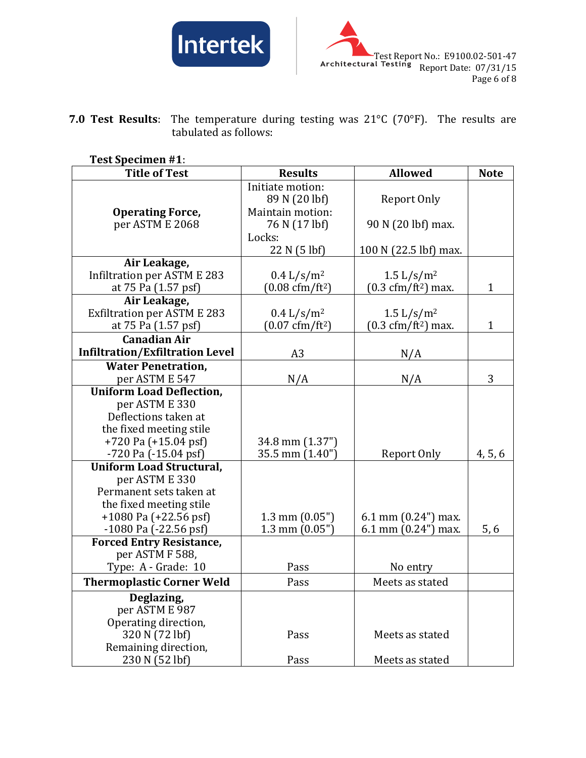**7.0 Test Results**: The temperature during testing was 21°C (70°F). The results are tabulated as follows:

**Test Specimen #1**:

| Title of Test | Results | Allowed | Note |
|---|---|---|---|
| **Operating Force,** per ASTM E 2068 | Initiate motion: 89 N (20 lbf)<br>Maintain motion: 76 N (17 lbf)<br>Locks: 22 N (5 lbf) | Report Only<br><br>90 N (20 lbf) max.<br><br>100 N (22.5 lbf) max. | |
| **Air Leakage,** Infiltration per ASTM E 283 at 75 Pa (1.57 psf) | 0.4 $L/s/m^2$ (0.08 $cfm/ft^2$) | 1.5 $L/s/m^2$ (0.3 $cfm/ft^2$) max. | 1 |
| **Air Leakage,** Exfiltration per ASTM E 283 at 75 Pa (1.57 psf) | 0.4 $L/s/m^2$ (0.07 $cfm/ft^2$) | 1.5 $L/s/m^2$ (0.3 $cfm/ft^2$) max. | 1 |
| **Canadian Air Infiltration/Exfiltration Level** | A3 | N/A | |
| **Water Penetration,** per ASTM E 547 | N/A | N/A | 3 |
| **Uniform Load Deflection,** per ASTM E 330 Deflections taken at the fixed meeting stile +720 Pa (+15.04 psf) -720 Pa (-15.04 psf) | 34.8 mm (1.37")<br>35.5 mm (1.40") | Report Only | 4, 5, 6 |
| **Uniform Load Structural,** per ASTM E 330 Permanent sets taken at the fixed meeting stile +1080 Pa (+22.56 psf) -1080 Pa (-22.56 psf) | 1.3 mm (0.05")<br>1.3 mm (0.05") | 6.1 mm (0.24") max.<br>6.1 mm (0.24") max. | 5, 6 |
| **Forced Entry Resistance,** per ASTM F 588, Type: A - Grade: 10 | Pass | No entry | |
| **Thermoplastic Corner Weld** | Pass | Meets as stated | |
| **Deglazing,** per ASTM E 987 Operating direction, 320 N (72 lbf) Remaining direction, 230 N (52 lbf) | Pass<br><br>Pass | Meets as stated<br><br>Meets as stated | |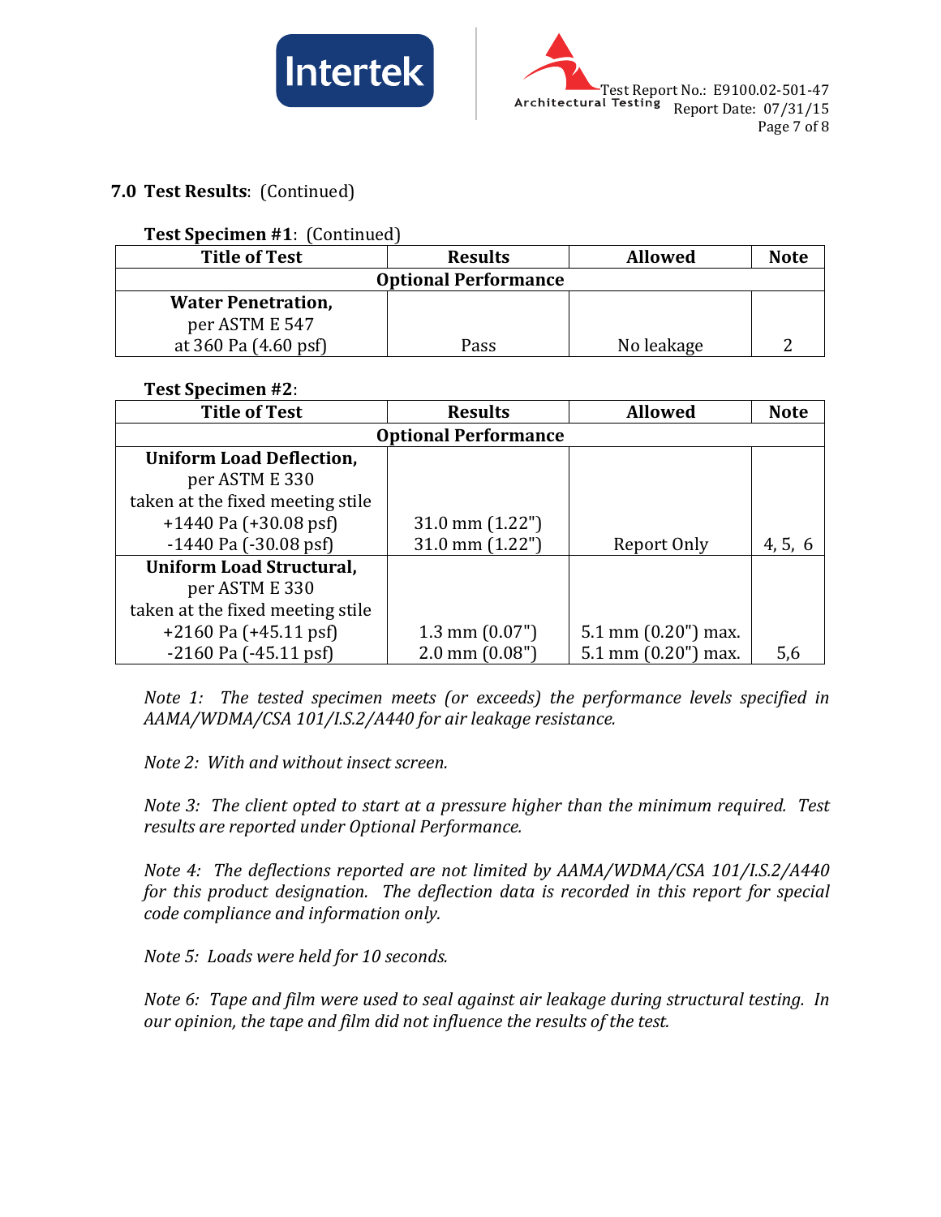## 7.0 Test Results: (Continued)

**Test Specimen #1**: (Continued)

| Title of Test | Results | Allowed | Note |
|---|---|---|---|
| **Optional Performance** | | | |
| **Water Penetration,** per ASTM E 547 at 360 Pa (4.60 psf) | Pass | No leakage | 2 |

**Test Specimen #2**:

| Title of Test | Results | Allowed | Note |
|---|---|---|---|
| **Optional Performance** | | | |
| **Uniform Load Deflection,** per ASTM E 330 taken at the fixed meeting stile +1440 Pa (+30.08 psf) -1440 Pa (-30.08 psf) | 31.0 mm (1.22") 31.0 mm (1.22") | Report Only | 4, 5, 6 |
| **Uniform Load Structural,** per ASTM E 330 taken at the fixed meeting stile +2160 Pa (+45.11 psf) -2160 Pa (-45.11 psf) | 1.3 mm (0.07") 2.0 mm (0.08") | 5.1 mm (0.20") max. 5.1 mm (0.20") max. | 5,6 |

*Note 1: The tested specimen meets (or exceeds) the performance levels specified in AAMA/WDMA/CSA 101/I.S.2/A440 for air leakage resistance.*

*Note 2: With and without insect screen.*

*Note 3: The client opted to start at a pressure higher than the minimum required. Test results are reported under Optional Performance.*

*Note 4: The deflections reported are not limited by AAMA/WDMA/CSA 101/I.S.2/A440 for this product designation. The deflection data is recorded in this report for special code compliance and information only.*

*Note 5: Loads were held for 10 seconds.*

*Note 6: Tape and film were used to seal against air leakage during structural testing. In our opinion, the tape and film did not influence the results of the test.*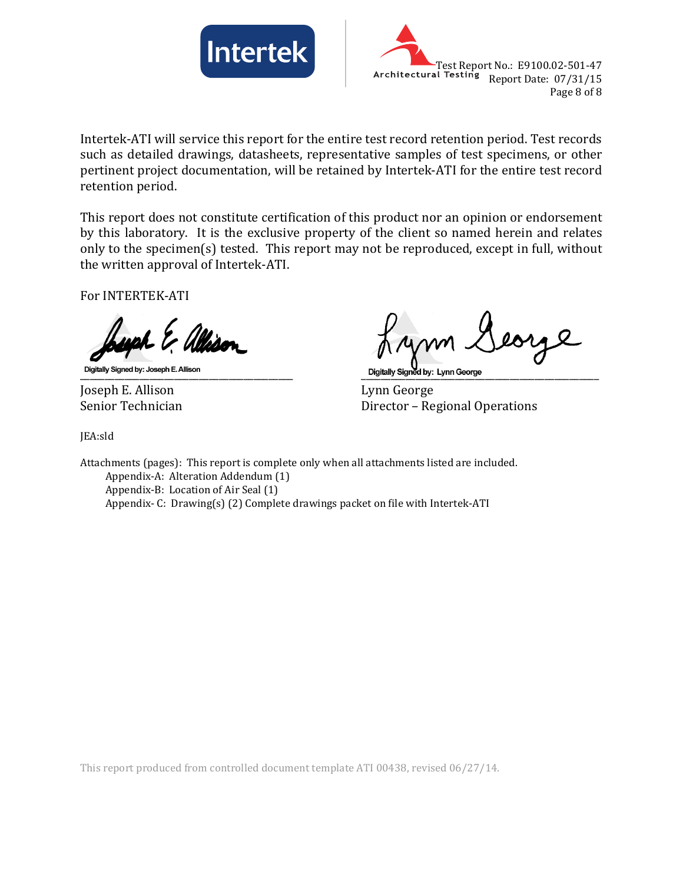Intertek-ATI will service this report for the entire test record retention period. Test records such as detailed drawings, datasheets, representative samples of test specimens, or other pertinent project documentation, will be retained by Intertek-ATI for the entire test record retention period.

This report does not constitute certification of this product nor an opinion or endorsement by this laboratory. It is the exclusive property of the client so named herein and relates only to the specimen(s) tested. This report may not be reproduced, except in full, without the written approval of Intertek-ATI.

For INTERTEK-ATI

Digitally Signed by: Joseph E. Allison

Joseph E. Allison
Senior Technician

Digitally Signed by: Lynn George

Lynn George
Director – Regional Operations

JEA:sld

Attachments (pages): This report is complete only when all attachments listed are included.

- Appendix-A: Alteration Addendum (1)
- Appendix-B: Location of Air Seal (1)
- Appendix- C: Drawing(s) (2) Complete drawings packet on file with Intertek-ATI

This report produced from controlled document template ATI 00438, revised 06/27/14.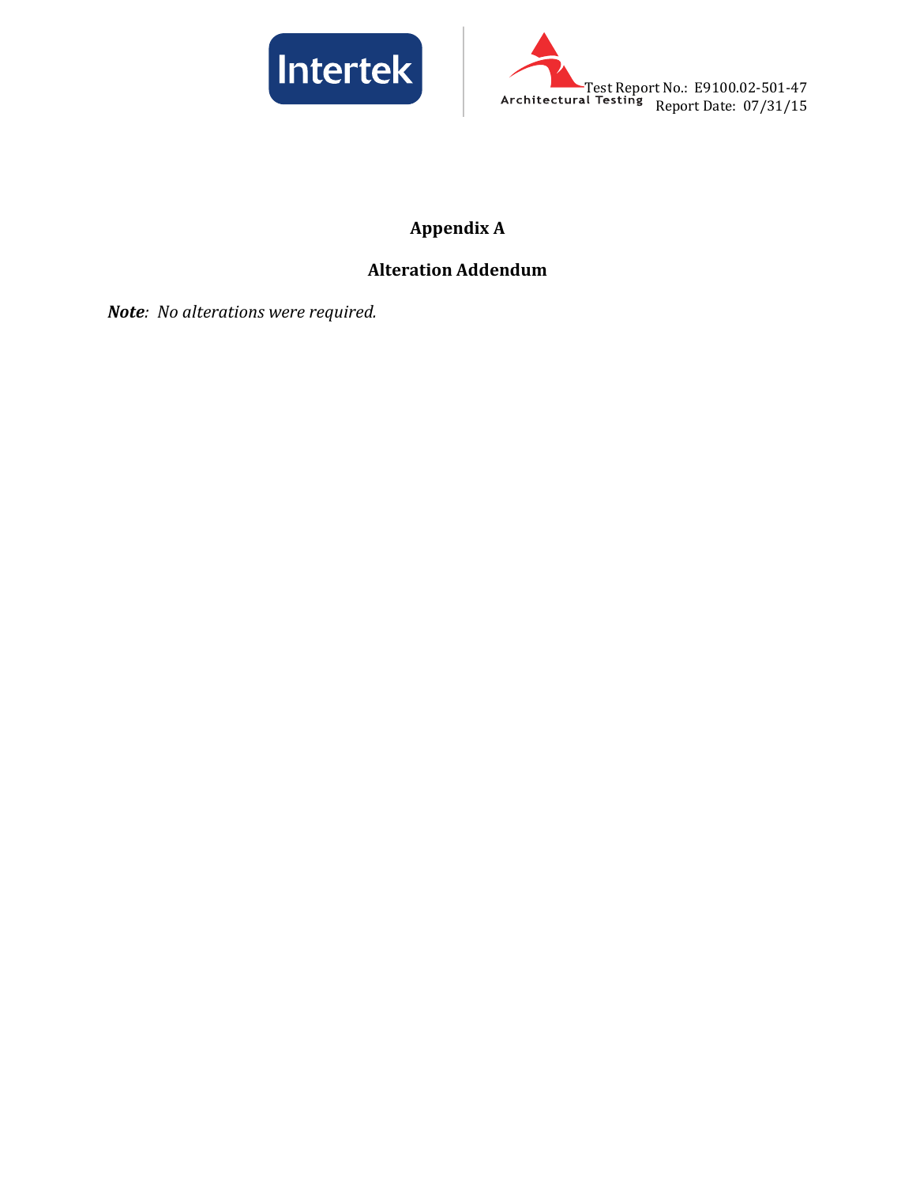## Appendix A

## Alteration Addendum

***Note**: No alterations were required.*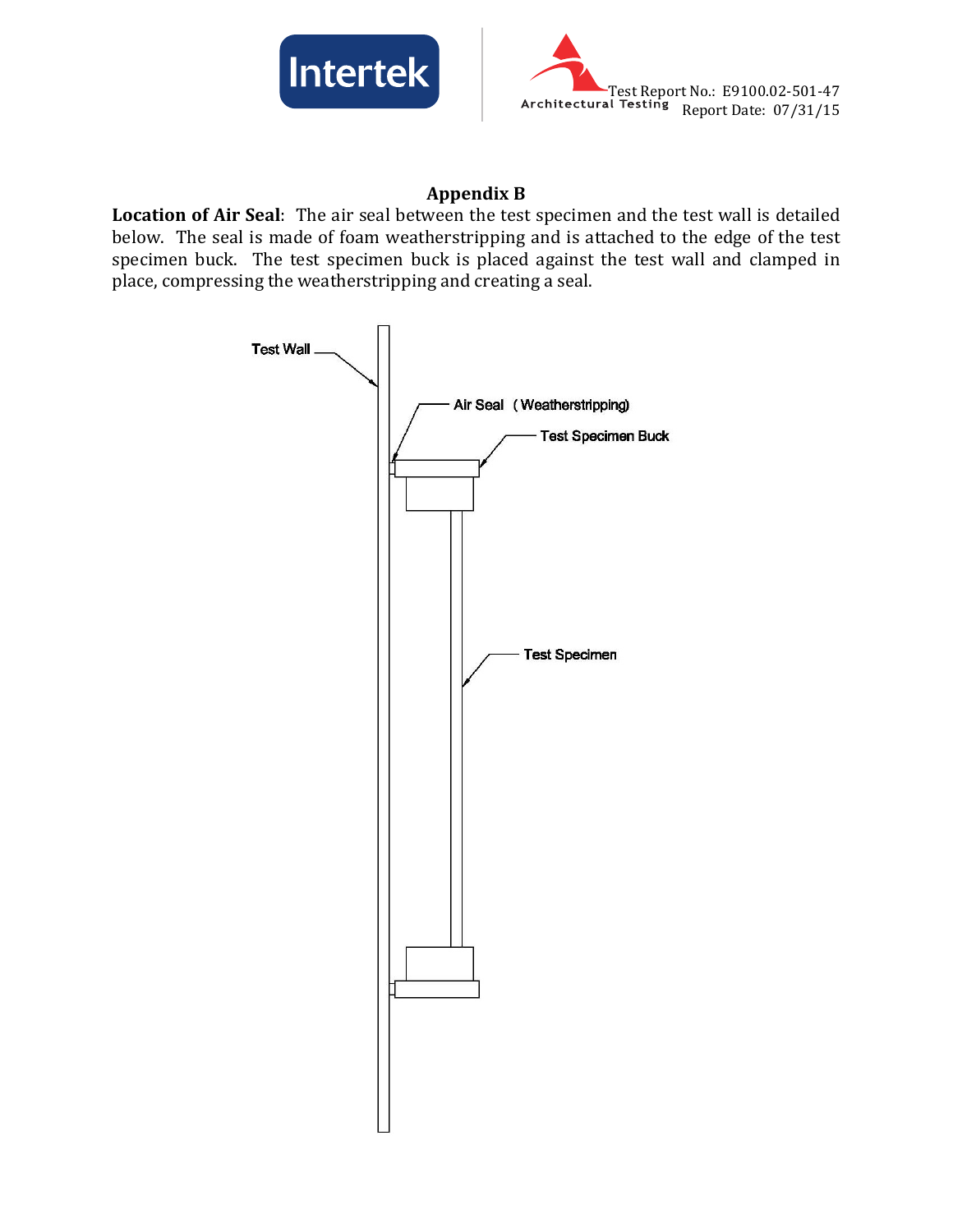## Appendix B

**Location of Air Seal**: The air seal between the test specimen and the test wall is detailed below. The seal is made of foam weatherstripping and is attached to the edge of the test specimen buck. The test specimen buck is placed against the test wall and clamped in place, compressing the weatherstripping and creating a seal.

Test Wall

Air Seal (Weatherstripping)

Test Specimen Buck

Test Specimen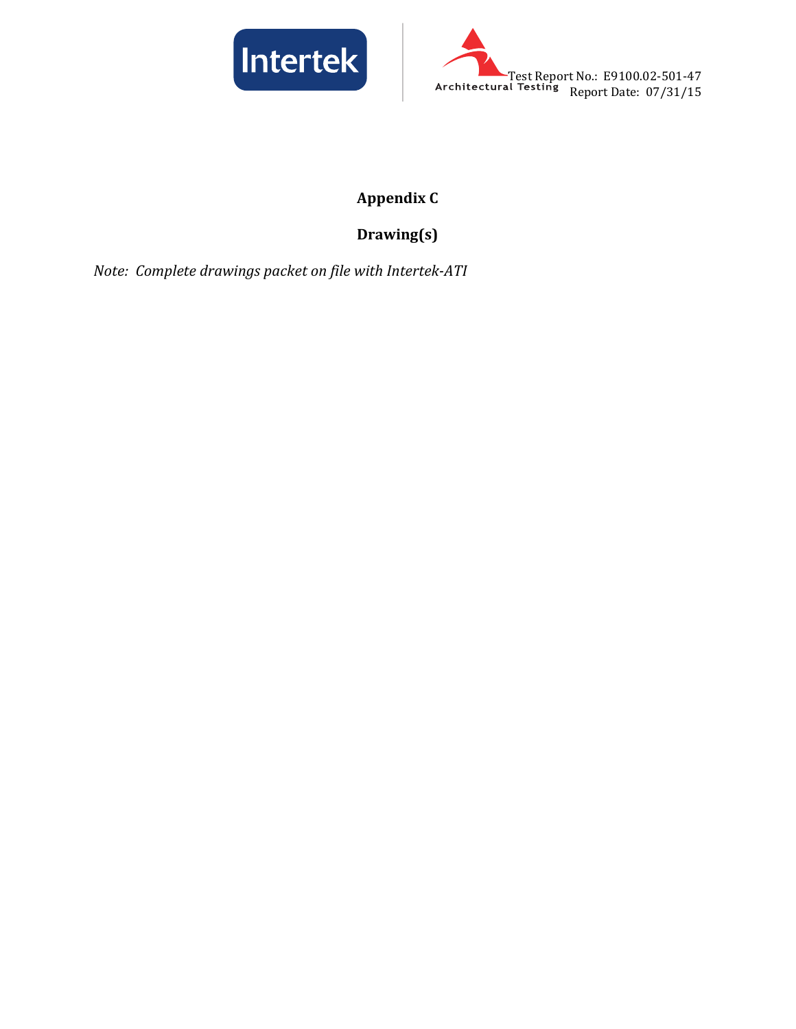# Appendix C

## Drawing(s)

*Note: Complete drawings packet on file with Intertek-ATI*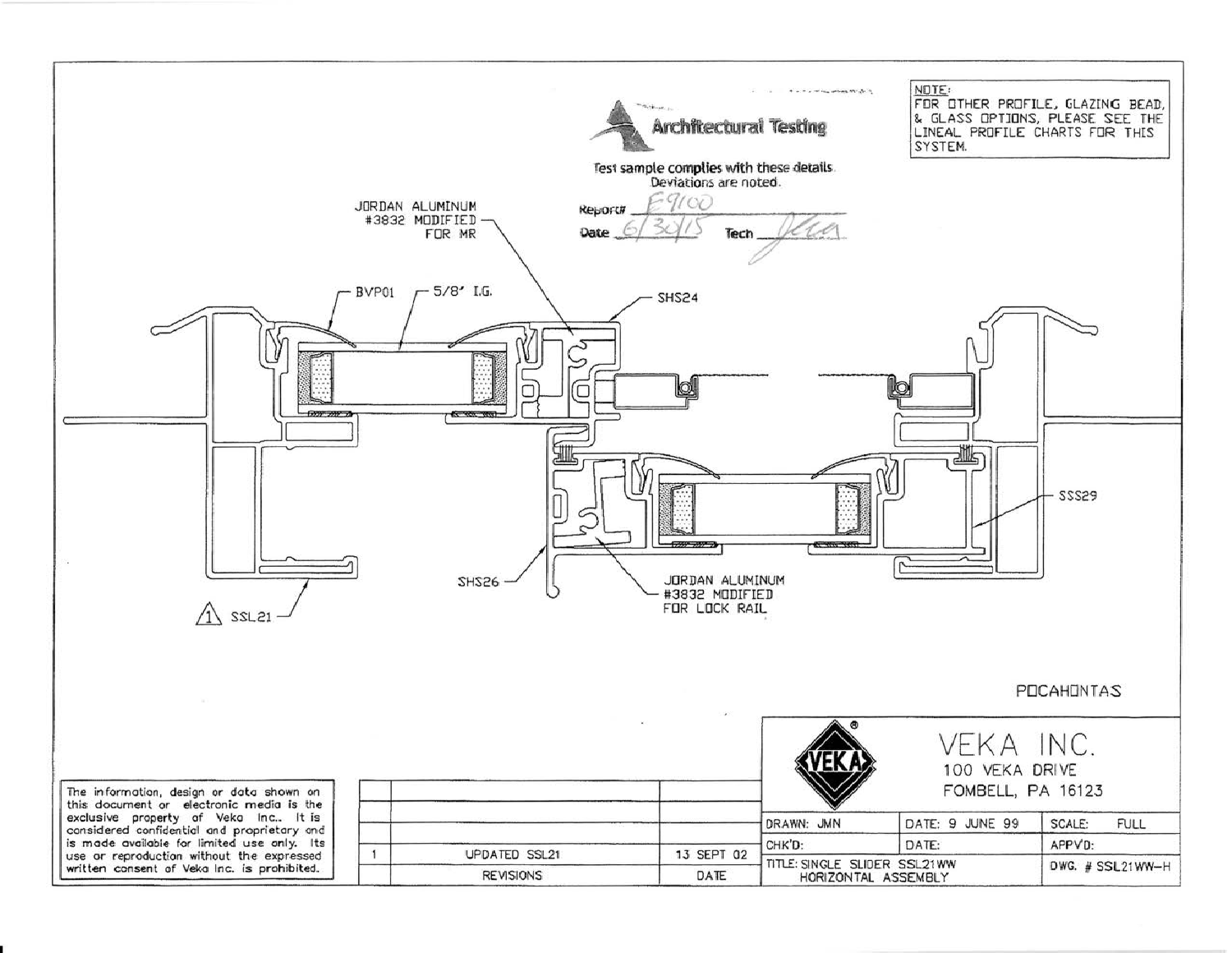NOTE:
FOR OTHER PROFILE, GLAZING BEAD, & GLASS OPTIONS, PLEASE SEE THE LINEAL PROFILE CHARTS FOR THIS SYSTEM.

Architectural Testing

Test sample complies with these details. Deviations are noted.

Report# E9100

Date 6/30/15 Tech

JORDAN ALUMINUM #3832 MODIFIED FOR MR

BVP01

5/8" I.G.

SHS24

SSS29

SHS26

JORDAN ALUMINUM #3832 MODIFIED FOR LOCK RAIL

1 SSL21

POCAHONTAS

The information, design or data shown on this document or electronic media is the exclusive property of Veka Inc.. It is considered confidential and proprietary and is made available for limited use only. Its use or reproduction without the expressed written consent of Veka Inc. is prohibited.

| | | |
|---|---|---|
| 1 | UPDATED SSL21 | 13 SEPT 02 |
| | REVISIONS | DATE |

VEKA INC.
100 VEKA DRIVE
FOMBELL, PA 16123

| | | |
|---|---|---|
| DRAWN: JMN | DATE: 9 JUNE 99 | SCALE: FULL |
| CHK'D: | DATE: | APPV'D: |
| TITLE: SINGLE SLIDER SSL21WW HORIZONTAL ASSEMBLY | | DWG. # SSL21WW-H |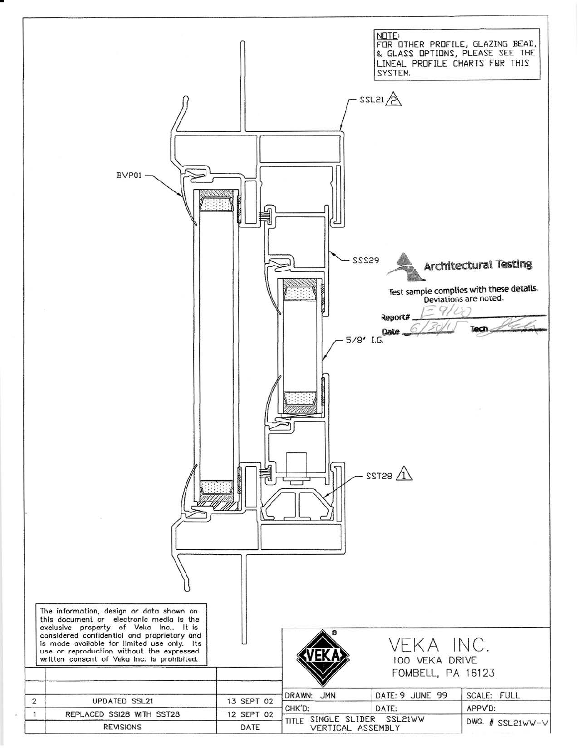NOTE:
FOR OTHER PROFILE, GLAZING BEAD, & GLASS OPTIONS, PLEASE SEE THE LINEAL PROFILE CHARTS FOR THIS SYSTEM.

SSL21 2

BVP01

SSS29

5/8" I.G.

SST28 1

Architectural Testing

Test sample complies with these details. Deviations are noted.

Report# E9140

Date 6/30/15 Tech

The information, design or data shown on this document or electronic media is the exclusive property of Veka Inc.. It is considered confidential and proprietary and is made available for limited use only. Its use or reproduction without the expressed written consent of Veka Inc. is prohibited.

VEKA INC.
100 VEKA DRIVE
FOMBELL, PA 16123

| | | |
|---|---|---|
| 2 | UPDATED SSL21 | 13 SEPT 02 |
| 1 | REPLACED SSI28 WITH SST28 | 12 SEPT 02 |
| | REVISIONS | DATE |

| | | |
|---|---|---|
| DRAWN: JMN | DATE: 9 JUNE 99 | SCALE: FULL |
| CHK'D: | DATE: | APPV'D: |
| TITLE SINGLE SLIDER SSL21WW VERTICAL ASSEMBLY | | DWG. # SSL21WW-V |